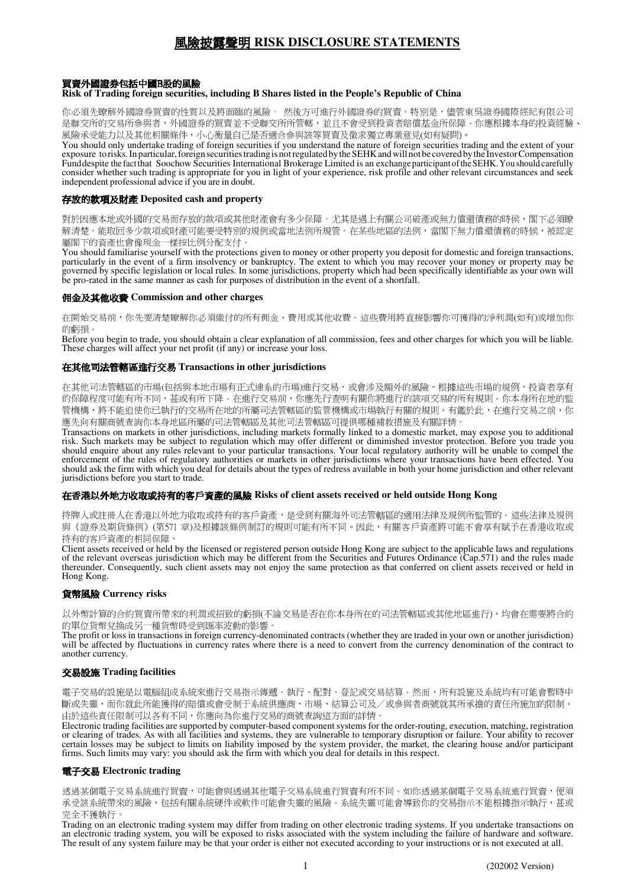# 風險披露聲明 RISK DISCLOSURE STATEMENTS

### 買賣外國證券包括中國B股的風險
**Risk of Trading foreign securities, including B Shares listed in the People's Republic of China**

你必須先瞭解外國證券買賣的性質以及將面臨的風險， 然後方可進行外國證券的買賣。特別是，儘管東吳證券國際經紀有限公司是聯交所的交易所參與者，外國證券的買賣並不受聯交所所管轄，並且不會受到投資者賠償基金所保障。你應根據本身的投資經驗、風險承受能力以及其他相關條件，小心衡量自己是否適合參與該等買賣及徵求獨立專業意見(如有疑問)。

You should only undertake trading of foreign securities if you understand the nature of foreign securities trading and the extent of your exposure to risks. In particular, foreign securities trading is not regulated by the SEHK and will not be covered by the Investor Compensation Fund despite the fact that Soochow Securities International Brokerage Limited is an exchange participant of the SEHK. You should carefully consider whether such trading is appropriate for you in light of your experience, risk profile and other relevant circumstances and seek independent professional advice if you are in doubt.

### 存放的款項及財產 Deposited cash and property

對於因應本地或外國的交易而存放的款項或其他財產會有多少保障，尤其是遇上有關公司破產或無力償還債務的時候，閣下必須瞭解清楚。能取回多少款項或財產可能要受特別的規例或當地法例所規管。在某些地區的法例，當閣下無力償還債務的時候，被認定屬閣下的資產也會像現金一樣按比例分配支付。

You should familiarise yourself with the protections given to money or other property you deposit for domestic and foreign transactions, particularly in the event of a firm insolvency or bankruptcy. The extent to which you may recover your money or property may be governed by specific legislation or local rules. In some jurisdictions, property which had been specifically identifiable as your own will be pro-rated in the same manner as cash for purposes of distribution in the event of a shortfall.

### 佣金及其他收費 Commission and other charges

在開始交易前，你先要清楚瞭解你必須繳付的所有佣金、費用或其他收費。這些費用將直接影響你可獲得的淨利潤(如有)或增加你的虧損。

Before you begin to trade, you should obtain a clear explanation of all commission, fees and other charges for which you will be liable. These charges will affect your net profit (if any) or increase your loss.

### 在其他司法管轄區進行交易 Transactions in other jurisdictions

在其他司法管轄區的市場(包括與本地市場有正式連系的市場)進行交易，或會涉及額外的風險。根據這些市場的規例，投資者享有的保障程度可能有所不同，甚或有所下降。在進行交易前，你應先行查明有關你將進行的該項交易的所有規則。你本身所在地的監管機構，將不能迫使你已執行的交易所在地的所屬司法管轄區的監管機構或市場執行有關的規則。有鑑於此，在進行交易之前，你應先向有關商號查詢你本身地區所屬的司法管轄區及其他司法管轄區可提供哪種補救措施及有關詳情。

Transactions on markets in other jurisdictions, including markets formally linked to a domestic market, may expose you to additional risk. Such markets may be subject to regulation which may offer different or diminished investor protection. Before you trade you should enquire about any rules relevant to your particular transactions. Your local regulatory authority will be unable to compel the enforcement of the rules of regulatory authorities or markets in other jurisdictions where your transactions have been effected. You should ask the firm with which you deal for details about the types of redress available in both your home jurisdiction and other relevant jurisdictions before you start to trade.

### 在香港以外地方收取或持有的客戶資產的風險 Risks of client assets received or held outside Hong Kong

持牌人或註冊人在香港以外地方收取或持有的客戶資產，是受到有關海外司法管轄區的適用法律及規例所監管的。這些法律及規例與《證券及期貨條例》(第571 章)及根據該條例制訂的規則可能有所不同。因此，有關客戶資產將可能不會享有賦予在香港收取或持有的客戶資產的相同保障。

Client assets received or held by the licensed or registered person outside Hong Kong are subject to the applicable laws and regulations of the relevant overseas jurisdiction which may be different from the Securities and Futures Ordinance (Cap.571) and the rules made thereunder. Consequently, such client assets may not enjoy the same protection as that conferred on client assets received or held in Hong Kong.

### 貨幣風險 Currency risks

以外幣計算的合約買賣所帶來的利潤或招致的虧損(不論交易是否在你本身所在的司法管轄區或其他地區進行)，均會在需要將合約的單位貨幣兌換成另一種貨幣時受到匯率波動的影響。

The profit or loss in transactions in foreign currency-denominated contracts (whether they are traded in your own or another jurisdiction) will be affected by fluctuations in currency rates where there is a need to convert from the currency denomination of the contract to another currency.

### 交易設施 Trading facilities

電子交易的設施是以電腦組成系統來進行交易指示傳遞、執行、配對、登記或交易結算。然而，所有設施及系統均有可能會暫時中斷或失靈，而你就此所能獲得的賠償或會受制于系統供應商、市場、結算公司及／或參與者商號就其所承擔的責任所施加的限制。由於這些責任限制可以各有不同，你應向為你進行交易的商號查詢這方面的詳情。

Electronic trading facilities are supported by computer-based component systems for the order-routing, execution, matching, registration or clearing of trades. As with all facilities and systems, they are vulnerable to temporary disruption or failure. Your ability to recover certain losses may be subject to limits on liability imposed by the system provider, the market, the clearing house and/or participant firms. Such limits may vary: you should ask the firm with which you deal for details in this respect.

### 電子交易 Electronic trading

透過某個電子交易系統進行買賣，可能會與透過其他電子交易系統進行買賣有所不同。如你透過某個電子交易系統進行買賣，便須承受該系統帶來的風險，包括有關系統硬件或軟件可能會失靈的風險。系統失靈可能會導致你的交易指示不能根據指示執行，甚或完全不獲執行。

Trading on an electronic trading system may differ from trading on other electronic trading systems. If you undertake transactions on an electronic trading system, you will be exposed to risks associated with the system including the failure of hardware and software. The result of any system failure may be that your order is either not executed according to your instructions or is not executed at all.

(202002 Version)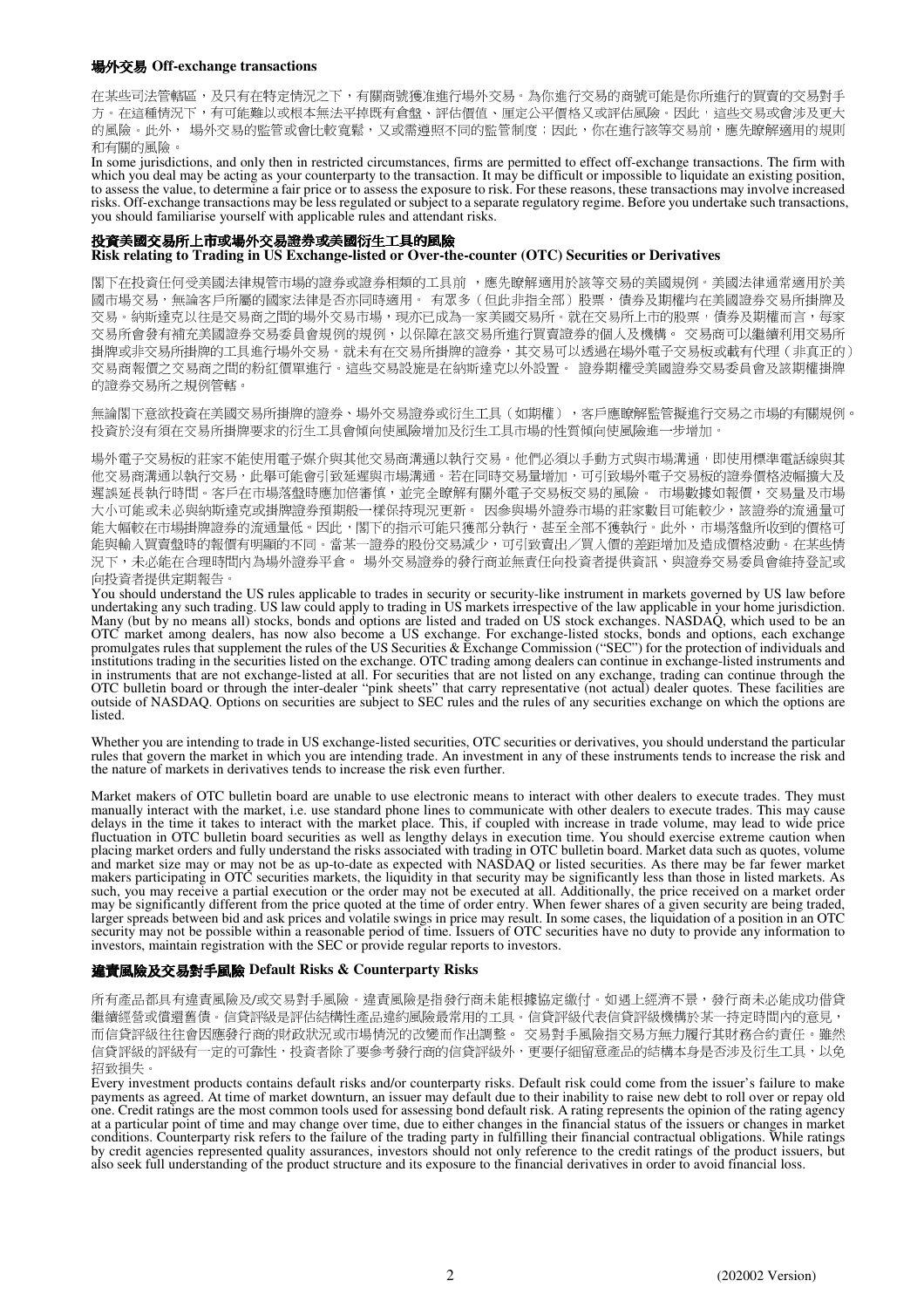**場外交易 Off-exchange transactions**

在某些司法管轄區，及只有在特定情況之下，有關商號獲准進行場外交易。為你進行交易的商號可能是你所進行的買賣的交易對手方。在這種情況下，有可能難以或根本無法平掉既有倉盤、評估價值、厘定公平價格又或評估風險。因此，這些交易或會涉及更大的風險。此外， 場外交易的監管或會比較寬鬆，又或需遵照不同的監管制度；因此，你在進行該等交易前，應先瞭解適用的規則和有關的風險。

In some jurisdictions, and only then in restricted circumstances, firms are permitted to effect off-exchange transactions. The firm with which you deal may be acting as your counterparty to the transaction. It may be difficult or impossible to liquidate an existing position, to assess the value, to determine a fair price or to assess the exposure to risk. For these reasons, these transactions may involve increased risks. Off-exchange transactions may be less regulated or subject to a separate regulatory regime. Before you undertake such transactions, you should familiarise yourself with applicable rules and attendant risks.

**投資美國交易所上市或場外交易證券或美國衍生工具的風險**
**Risk relating to Trading in US Exchange-listed or Over-the-counter (OTC) Securities or Derivatives**

閣下在投資任何受美國法律規管市場的證券或證券相類的工具前 ，應先瞭解適用於該等交易的美國規例。美國法律通常適用於美國市場交易，無論客戶所屬的國家法律是否亦同時適用。 有眾多（但此非指全部）股票，債券及期權均在美國證券交易所掛牌及交易。納斯達克以往是交易商之間的場外交易市場，現亦已成為一家美國交易所。就在交易所上市的股票，債券及期權而言，每家交易所會發有補充美國證券交易委員會規例的規例，以保障在該交易所進行買賣證券的個人及機構。 交易商可以繼續利用交易所掛牌或非交易所掛牌的工具進行場外交易。就未有在交易所掛牌的證券，其交易可以透過在場外電子交易板或載有代理（非真正的）交易商報價之交易商之間的粉紅價單進行。這些交易設施是在納斯達克以外設置。 證券期權受美國證券交易委員會及該期權掛牌的證券交易所之規例管轄。

無論閣下意欲投資在美國交易所掛牌的證券、場外交易證券或衍生工具（如期權），客戶應瞭解監管擬進行交易之市場的有關規例。投資於沒有須在交易所掛牌要求的衍生工具會傾向使風險增加及衍生工具市場的性質傾向使風險進一步增加。

場外電子交易板的莊家不能使用電子媒介與其他交易商溝通以執行交易。他們必須以手動方式與市場溝通，即使用標準電話線與其他交易商溝通以執行交易，此舉可能會引致延誤與市場溝通。若在同時交易量增加，可引致場外電子交易板的證券價格波幅擴大及遲誤延長執行時間。客戶在市場落盤時應加倍審慎，並完全瞭解有關場外電子交易板交易的風險。 市場數據如報價，交易量及市場大小可能或未必與納斯達克或掛牌證券預期般一樣保持現況更新。 因參與場外證券市場的莊家數目可能較少，該證券的流通量可能大幅較在市場掛牌證券的流通量低。因此，閣下的指示可能只獲部分執行，甚至全部不獲執行。此外，市場落盤所收到的價格可能與輸入買賣盤時的報價有明顯的不同。當某一證券的股份交易減少，可引致賣出／買入價的差距增加及造成價格波動。在某些情況下，未必能在合理時間內為場外證券平倉。 場外交易證券的發行商並無責任向投資者提供資訊、與證券交易委員會維持登記或向投資者提供定期報告。

You should understand the US rules applicable to trades in security or security-like instrument in markets governed by US law before undertaking any such trading. US law could apply to trading in US markets irrespective of the law applicable in your home jurisdiction. Many (but by no means all) stocks, bonds and options are listed and traded on US stock exchanges. NASDAQ, which used to be an OTC market among dealers, has now also become a US exchange. For exchange-listed stocks, bonds and options, each exchange promulgates rules that supplement the rules of the US Securities & Exchange Commission ("SEC") for the protection of individuals and institutions trading in the securities listed on the exchange. OTC trading among dealers can continue in exchange-listed instruments and in instruments that are not exchange-listed at all. For securities that are not listed on any exchange, trading can continue through the OTC bulletin board or through the inter-dealer "pink sheets" that carry representative (not actual) dealer quotes. These facilities are outside of NASDAQ. Options on securities are subject to SEC rules and the rules of any securities exchange on which the options are listed.

Whether you are intending to trade in US exchange-listed securities, OTC securities or derivatives, you should understand the particular rules that govern the market in which you are intending trade. An investment in any of these instruments tends to increase the risk and the nature of markets in derivatives tends to increase the risk even further.

Market makers of OTC bulletin board are unable to use electronic means to interact with other dealers to execute trades. They must manually interact with the market, i.e. use standard phone lines to communicate with other dealers to execute trades. This may cause delays in the time it takes to interact with the market place. This, if coupled with increase in trade volume, may lead to wide price fluctuation in OTC bulletin board securities as well as lengthy delays in execution time. You should exercise extreme caution when placing market orders and fully understand the risks associated with trading in OTC bulletin board. Market data such as quotes, volume and market size may or may not be as up-to-date as expected with NASDAQ or listed securities. As there may be far fewer market makers participating in OTC securities markets, the liquidity in that security may be significantly less than those in listed markets. As such, you may receive a partial execution or the order may not be executed at all. Additionally, the price received on a market order may be significantly different from the price quoted at the time of order entry. When fewer shares of a given security are being traded, larger spreads between bid and ask prices and volatile swings in price may result. In some cases, the liquidation of a position in an OTC security may not be possible within a reasonable period of time. Issuers of OTC securities have no duty to provide any information to investors, maintain registration with the SEC or provide regular reports to investors.

**違責風險及交易對手風險 Default Risks & Counterparty Risks**

所有產品都具有違責風險及/或交易對手風險。違責風險是指發行商未能根據協定繳付。如遇上經濟不景，發行商未必能成功借貸繼續經營或償還舊債。信貸評級是評估結構性產品違約風險最常用的工具。信貸評級代表信貸評級機構於某一持定時間內的意見，而信貸評級往往會因應發行商的財政狀況或市場情況的改變而作出調整。 交易對手風險指交易方無力履行其財務合約責任。雖然信貸評級的評級有一定的可靠性，投資者除了要參考發行商的信貸評級外，更要仔細留意產品的結構本身是否涉及衍生工具，以免招致損失。

Every investment products contains default risks and/or counterparty risks. Default risk could come from the issuer's failure to make payments as agreed. At time of market downturn, an issuer may default due to their inability to raise new debt to roll over or repay old one. Credit ratings are the most common tools used for assessing bond default risk. A rating represents the opinion of the rating agency at a particular point of time and may change over time, due to either changes in the financial status of the issuers or changes in market conditions. Counterparty risk refers to the failure of the trading party in fulfilling their financial contractual obligations. While ratings by credit agencies represented quality assurances, investors should not only reference to the credit ratings of the product issuers, but also seek full understanding of the product structure and its exposure to the financial derivatives in order to avoid financial loss.

(202002 Version)